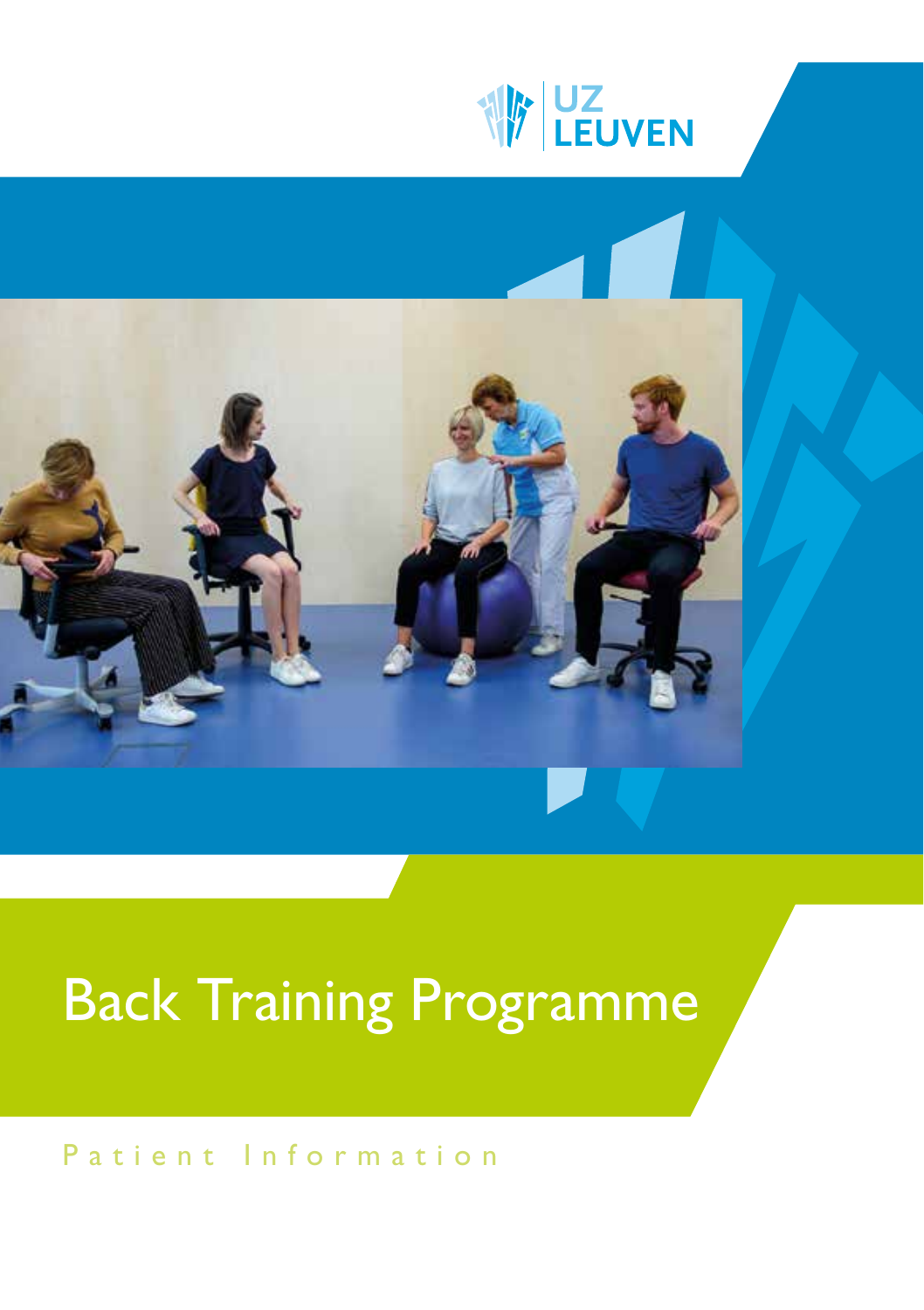UZ LEUVEN

# Back Training Programme

Patient Information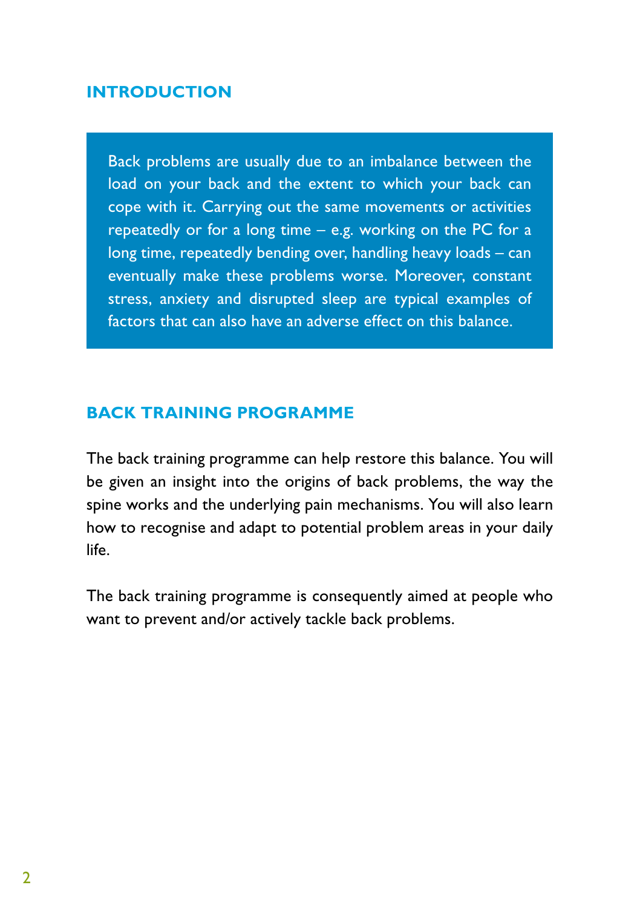## INTRODUCTION

Back problems are usually due to an imbalance between the load on your back and the extent to which your back can cope with it. Carrying out the same movements or activities repeatedly or for a long time – e.g. working on the PC for a long time, repeatedly bending over, handling heavy loads – can eventually make these problems worse. Moreover, constant stress, anxiety and disrupted sleep are typical examples of factors that can also have an adverse effect on this balance.

## BACK TRAINING PROGRAMME

The back training programme can help restore this balance. You will be given an insight into the origins of back problems, the way the spine works and the underlying pain mechanisms. You will also learn how to recognise and adapt to potential problem areas in your daily life.

The back training programme is consequently aimed at people who want to prevent and/or actively tackle back problems.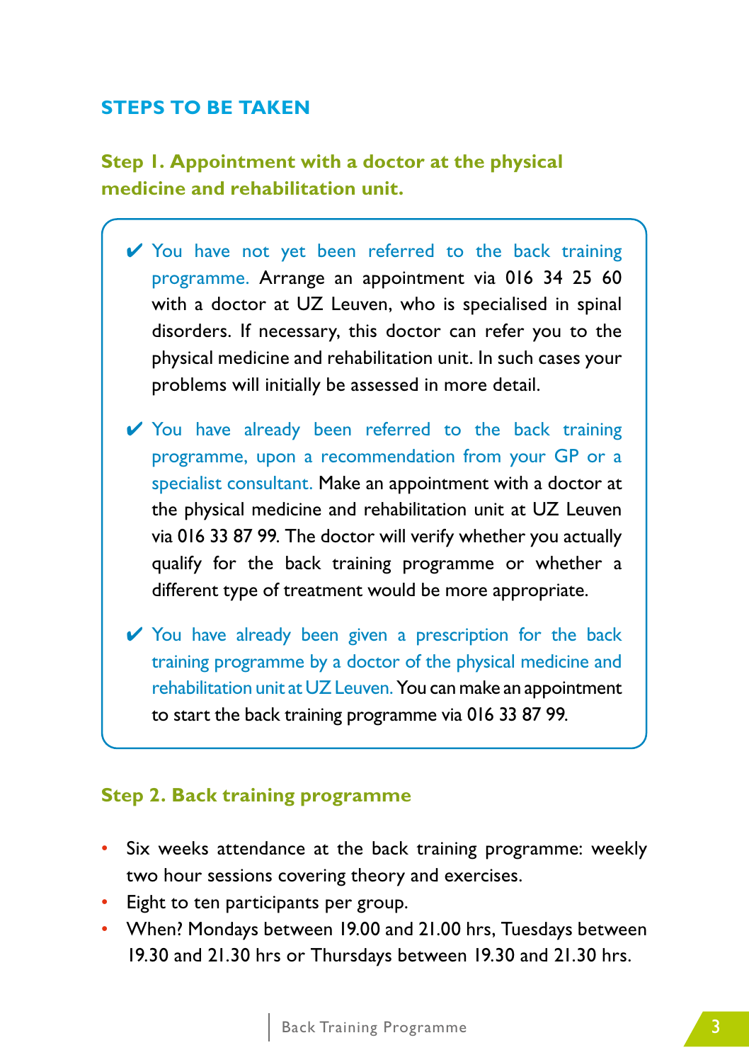## STEPS TO BE TAKEN

### Step 1. Appointment with a doctor at the physical medicine and rehabilitation unit.

- ✔ You have not yet been referred to the back training programme. Arrange an appointment via 016 34 25 60 with a doctor at UZ Leuven, who is specialised in spinal disorders. If necessary, this doctor can refer you to the physical medicine and rehabilitation unit. In such cases your problems will initially be assessed in more detail.
- ✔ You have already been referred to the back training programme, upon a recommendation from your GP or a specialist consultant. Make an appointment with a doctor at the physical medicine and rehabilitation unit at UZ Leuven via 016 33 87 99. The doctor will verify whether you actually qualify for the back training programme or whether a different type of treatment would be more appropriate.
- ✔ You have already been given a prescription for the back training programme by a doctor of the physical medicine and rehabilitation unit at UZ Leuven. You can make an appointment to start the back training programme via 016 33 87 99.

### Step 2. Back training programme

- Six weeks attendance at the back training programme: weekly two hour sessions covering theory and exercises.
- Eight to ten participants per group.
- When? Mondays between 19.00 and 21.00 hrs, Tuesdays between 19.30 and 21.30 hrs or Thursdays between 19.30 and 21.30 hrs.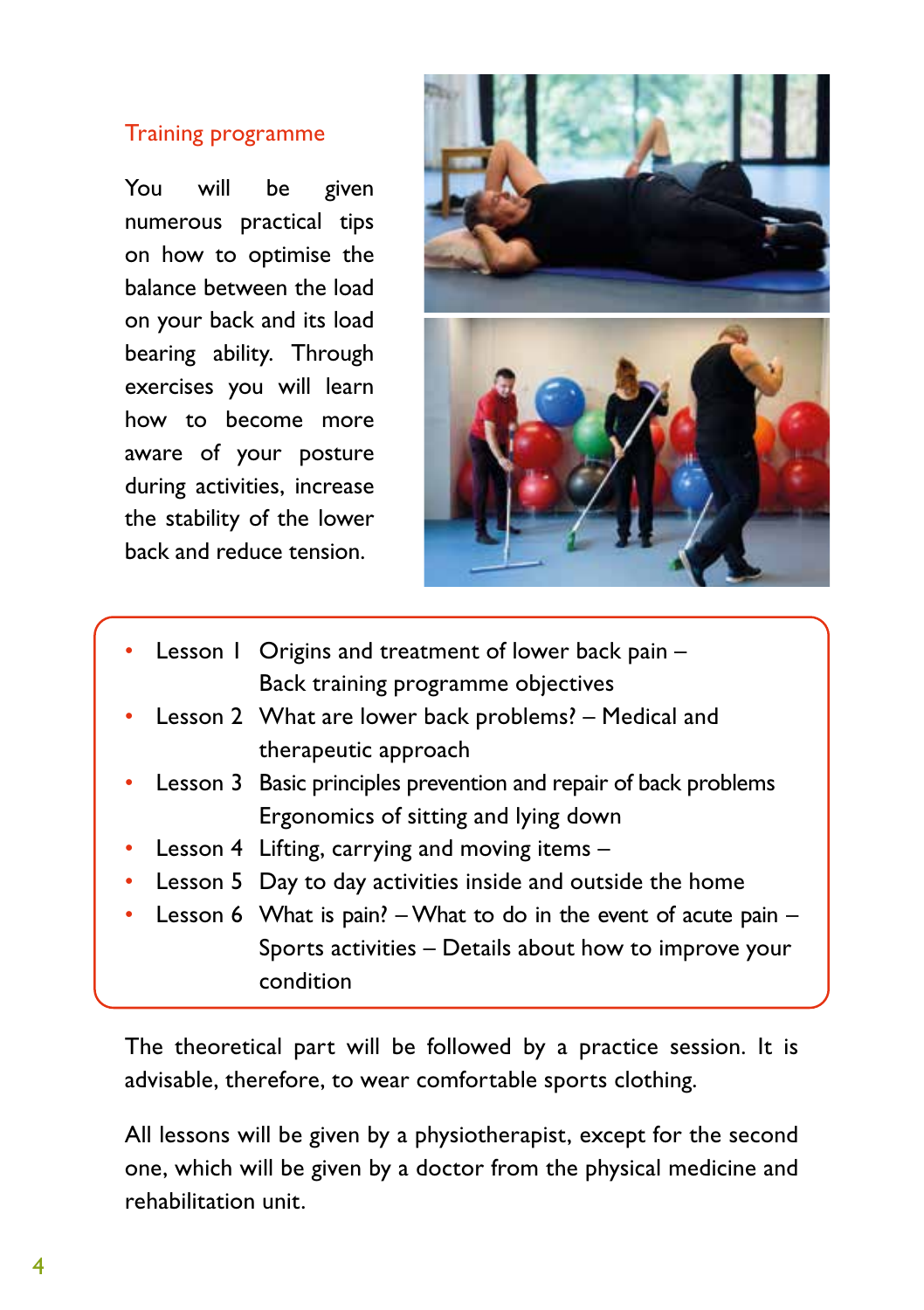## Training programme

You will be given numerous practical tips on how to optimise the balance between the load on your back and its load bearing ability. Through exercises you will learn how to become more aware of your posture during activities, increase the stability of the lower back and reduce tension.

- Lesson 1 Origins and treatment of lower back pain – Back training programme objectives
- Lesson 2 What are lower back problems? – Medical and therapeutic approach
- Lesson 3 Basic principles prevention and repair of back problems Ergonomics of sitting and lying down
- Lesson 4 Lifting, carrying and moving items –
- Lesson 5 Day to day activities inside and outside the home
- Lesson 6 What is pain? – What to do in the event of acute pain – Sports activities – Details about how to improve your condition

The theoretical part will be followed by a practice session. It is advisable, therefore, to wear comfortable sports clothing.

All lessons will be given by a physiotherapist, except for the second one, which will be given by a doctor from the physical medicine and rehabilitation unit.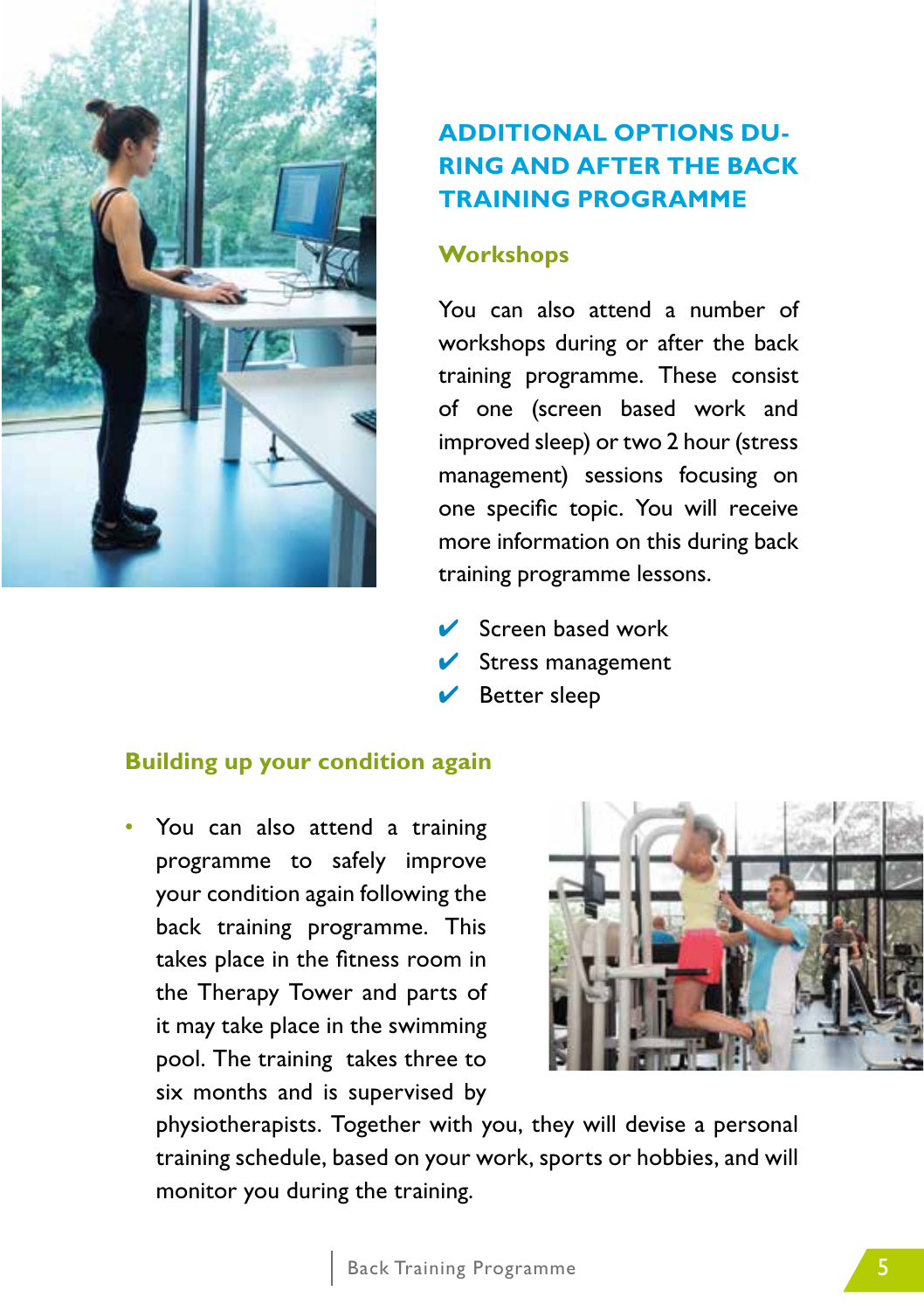## ADDITIONAL OPTIONS DURING AND AFTER THE BACK TRAINING PROGRAMME

### Workshops

You can also attend a number of workshops during or after the back training programme. These consist of one (screen based work and improved sleep) or two 2 hour (stress management) sessions focusing on one specific topic. You will receive more information on this during back training programme lessons.

- ✔ Screen based work
- ✔ Stress management
- ✔ Better sleep

### Building up your condition again

- You can also attend a training programme to safely improve your condition again following the back training programme. This takes place in the fitness room in the Therapy Tower and parts of it may take place in the swimming pool. The training takes three to six months and is supervised by physiotherapists. Together with you, they will devise a personal training schedule, based on your work, sports or hobbies, and will monitor you during the training.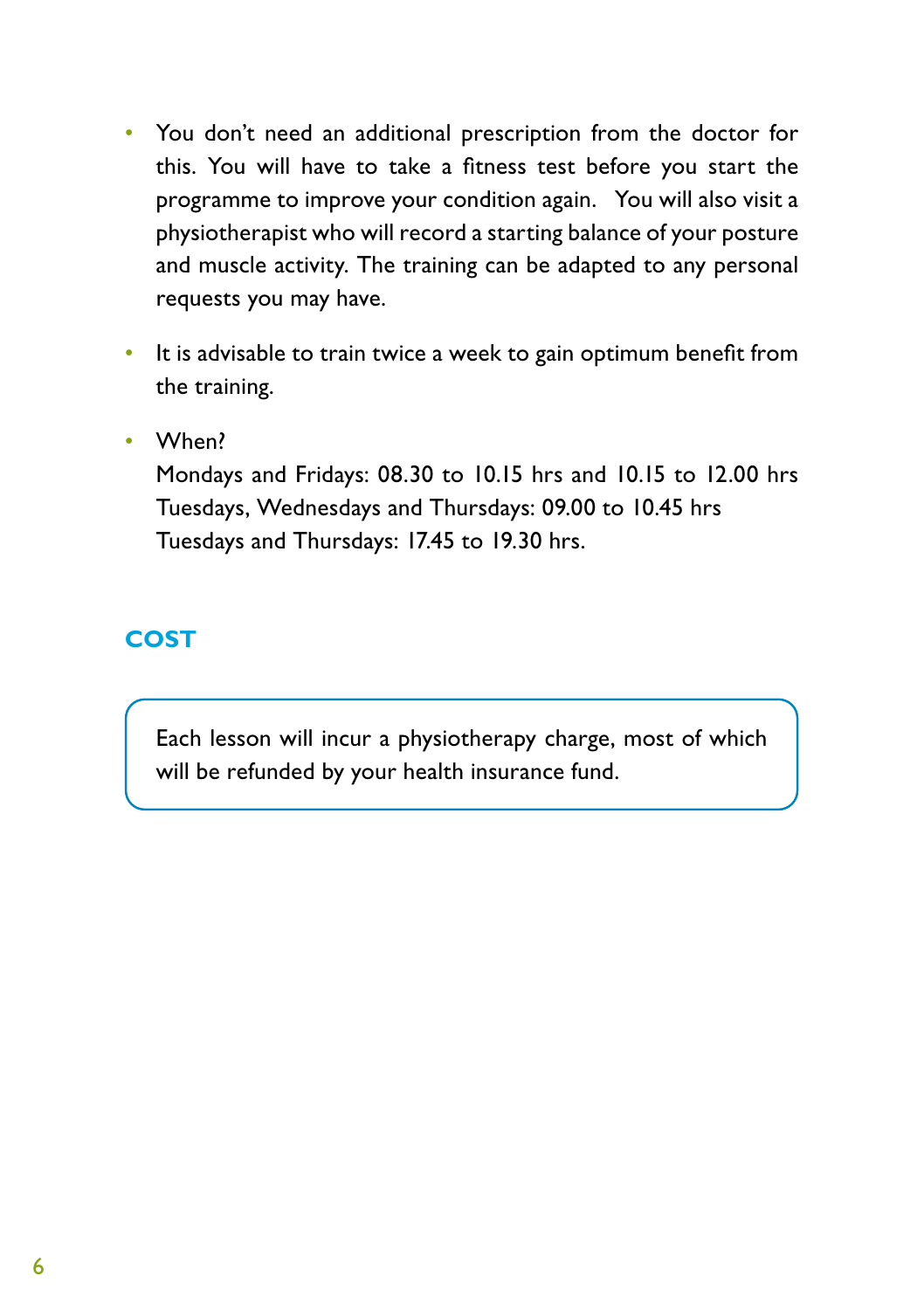- You don't need an additional prescription from the doctor for this. You will have to take a fitness test before you start the programme to improve your condition again. You will also visit a physiotherapist who will record a starting balance of your posture and muscle activity. The training can be adapted to any personal requests you may have.

- It is advisable to train twice a week to gain optimum benefit from the training.

- When?
  Mondays and Fridays: 08.30 to 10.15 hrs and 10.15 to 12.00 hrs
  Tuesdays, Wednesdays and Thursdays: 09.00 to 10.45 hrs
  Tuesdays and Thursdays: 17.45 to 19.30 hrs.

## COST

Each lesson will incur a physiotherapy charge, most of which will be refunded by your health insurance fund.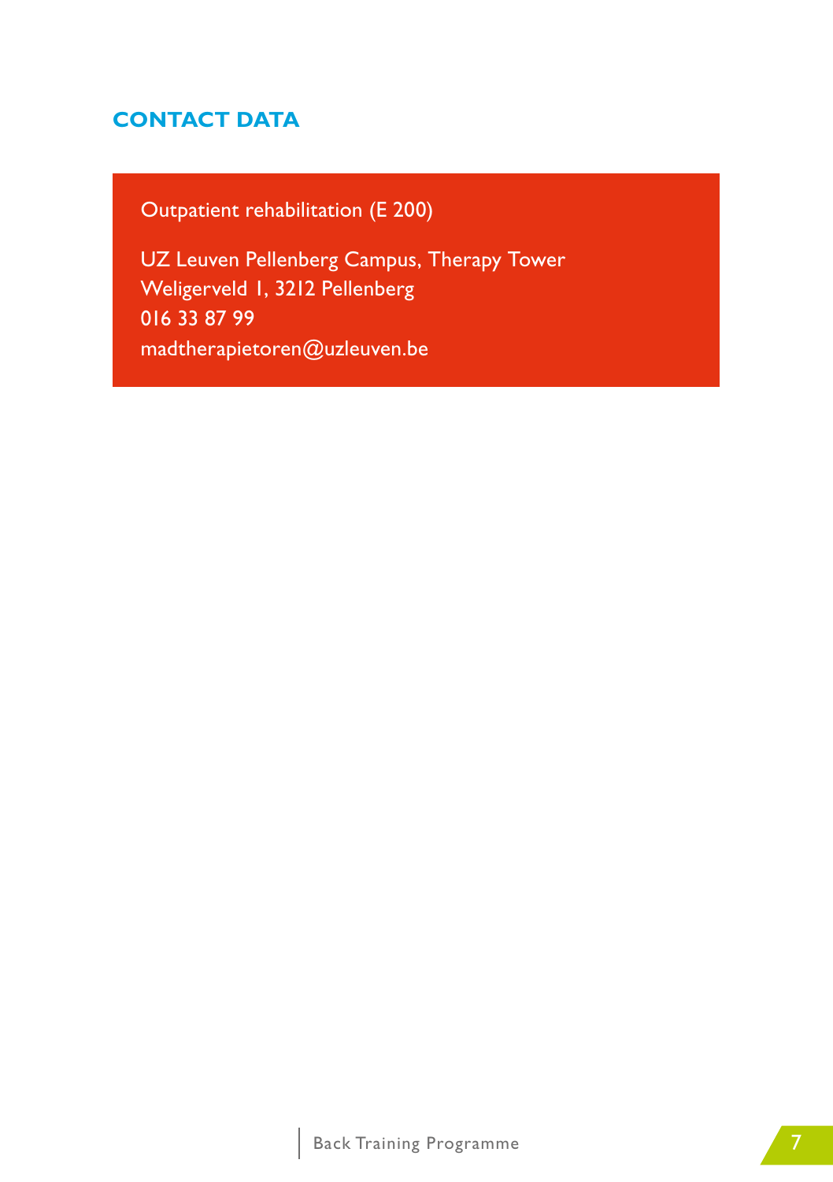## CONTACT DATA

Outpatient rehabilitation (E 200)

UZ Leuven Pellenberg Campus, Therapy Tower
Weligerveld 1, 3212 Pellenberg
016 33 87 99
madtherapietoren@uzleuven.be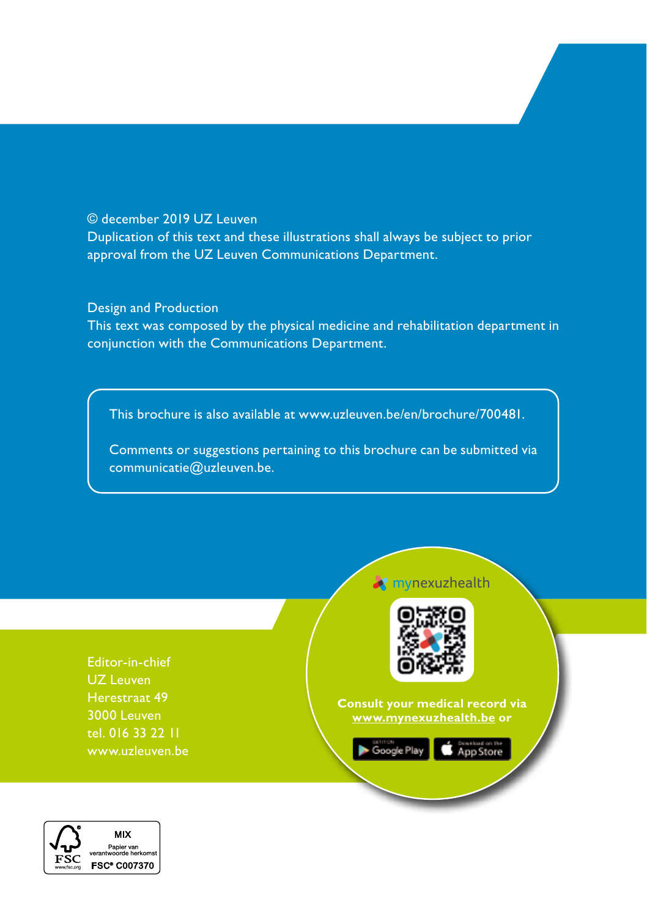© december 2019 UZ Leuven
Duplication of this text and these illustrations shall always be subject to prior approval from the UZ Leuven Communications Department.

Design and Production
This text was composed by the physical medicine and rehabilitation department in conjunction with the Communications Department.

This brochure is also available at www.uzleuven.be/en/brochure/700481.

Comments or suggestions pertaining to this brochure can be submitted via communicatie@uzleuven.be.

Editor-in-chief
UZ Leuven
Herestraat 49
3000 Leuven
tel. 016 33 22 11
www.uzleuven.be

mynexuzhealth

**Consult your medical record via www.mynexuzhealth.be or**

GET IT ON Google Play | Download on the App Store

MIX
Papier van verantwoorde herkomst
FSC® C007370